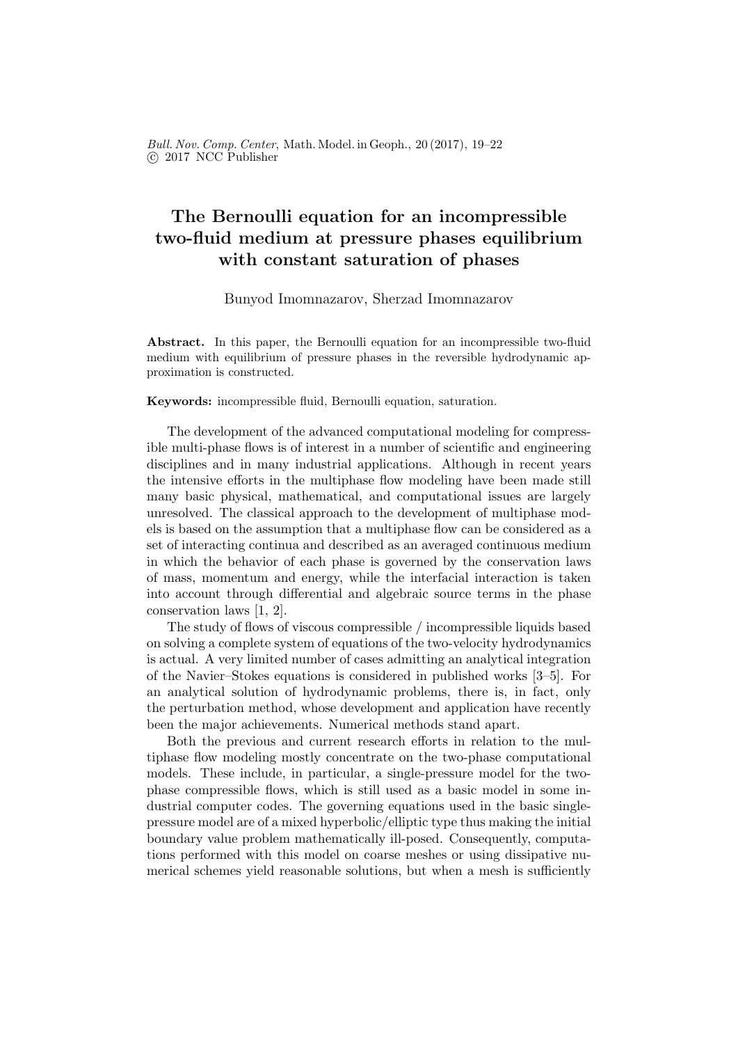# The Bernoulli equation for an incompressible two-fluid medium at pressure phases equilibrium with constant saturation of phases

Bunyod Imomnazarov, Sherzad Imomnazarov

**Abstract.** In this paper, the Bernoulli equation for an incompressible two-fluid medium with equilibrium of pressure phases in the reversible hydrodynamic approximation is constructed.

**Keywords:** incompressible fluid, Bernoulli equation, saturation.

The development of the advanced computational modeling for compressible multi-phase flows is of interest in a number of scientific and engineering disciplines and in many industrial applications. Although in recent years the intensive efforts in the multiphase flow modeling have been made still many basic physical, mathematical, and computational issues are largely unresolved. The classical approach to the development of multiphase models is based on the assumption that a multiphase flow can be considered as a set of interacting continua and described as an averaged continuous medium in which the behavior of each phase is governed by the conservation laws of mass, momentum and energy, while the interfacial interaction is taken into account through differential and algebraic source terms in the phase conservation laws [1, 2].

The study of flows of viscous compressible / incompressible liquids based on solving a complete system of equations of the two-velocity hydrodynamics is actual. A very limited number of cases admitting an analytical integration of the Navier–Stokes equations is considered in published works [3–5]. For an analytical solution of hydrodynamic problems, there is, in fact, only the perturbation method, whose development and application have recently been the major achievements. Numerical methods stand apart.

Both the previous and current research efforts in relation to the multiphase flow modeling mostly concentrate on the two-phase computational models. These include, in particular, a single-pressure model for the two-phase compressible flows, which is still used as a basic model in some industrial computer codes. The governing equations used in the basic single-pressure model are of a mixed hyperbolic/elliptic type thus making the initial boundary value problem mathematically ill-posed. Consequently, computations performed with this model on coarse meshes or using dissipative numerical schemes yield reasonable solutions, but when a mesh is sufficiently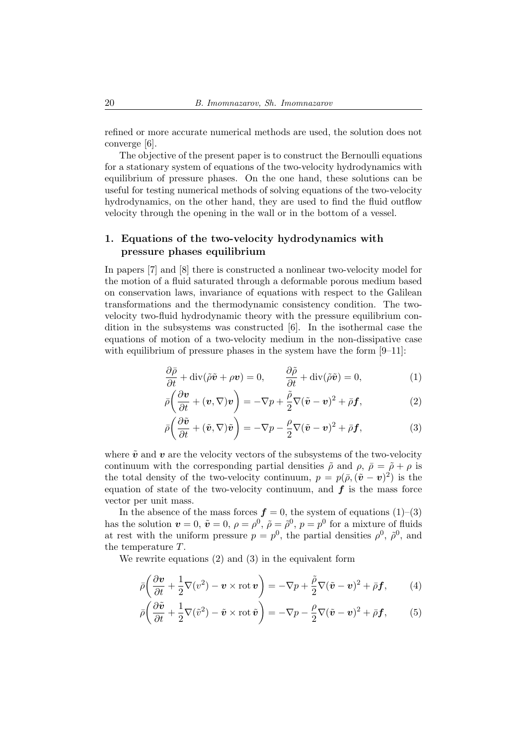refined or more accurate numerical methods are used, the solution does not converge [6].

The objective of the present paper is to construct the Bernoulli equations for a stationary system of equations of the two-velocity hydrodynamics with equilibrium of pressure phases. On the one hand, these solutions can be useful for testing numerical methods of solving equations of the two-velocity hydrodynamics, on the other hand, they are used to find the fluid outflow velocity through the opening in the wall or in the bottom of a vessel.

## 1. Equations of the two-velocity hydrodynamics with pressure phases equilibrium

In papers [7] and [8] there is constructed a nonlinear two-velocity model for the motion of a fluid saturated through a deformable porous medium based on conservation laws, invariance of equations with respect to the Galilean transformations and the thermodynamic consistency condition. The two-velocity two-fluid hydrodynamic theory with the pressure equilibrium condition in the subsystems was constructed [6]. In the isothermal case the equations of motion of a two-velocity medium in the non-dissipative case with equilibrium of pressure phases in the system have the form [9–11]:

$$\frac{\partial \bar{\rho}}{\partial t} + \operatorname{div}(\tilde{\rho}\tilde{\boldsymbol{v}} + \rho\boldsymbol{v}) = 0, \qquad \frac{\partial \tilde{\rho}}{\partial t} + \operatorname{div}(\tilde{\rho}\tilde{\boldsymbol{v}}) = 0, \tag{1}$$

$$\bar{\rho}\bigg(\frac{\partial \boldsymbol{v}}{\partial t} + (\boldsymbol{v}, \nabla)\boldsymbol{v}\bigg) = -\nabla p + \frac{\tilde{\rho}}{2}\nabla(\tilde{\boldsymbol{v}} - \boldsymbol{v})^2 + \bar{\rho}\boldsymbol{f}, \tag{2}$$

$$\bar{\rho}\bigg(\frac{\partial \tilde{\boldsymbol{v}}}{\partial t} + (\tilde{\boldsymbol{v}}, \nabla)\tilde{\boldsymbol{v}}\bigg) = -\nabla p - \frac{\rho}{2}\nabla(\tilde{\boldsymbol{v}} - \boldsymbol{v})^2 + \bar{\rho}\boldsymbol{f}, \tag{3}$$

where $\tilde{\boldsymbol{v}}$ and $\boldsymbol{v}$ are the velocity vectors of the subsystems of the two-velocity continuum with the corresponding partial densities $\tilde{\rho}$ and $\rho$, $\bar{\rho} = \tilde{\rho} + \rho$ is the total density of the two-velocity continuum, $p = p(\bar{\rho}, (\tilde{\boldsymbol{v}} - \boldsymbol{v})^2)$ is the equation of state of the two-velocity continuum, and $\boldsymbol{f}$ is the mass force vector per unit mass.

In the absence of the mass forces $\boldsymbol{f} = 0$, the system of equations (1)–(3) has the solution $\boldsymbol{v} = 0$, $\tilde{\boldsymbol{v}} = 0$, $\rho = \rho^0$, $\tilde{\rho} = \tilde{\rho}^0$, $p = p^0$ for a mixture of fluids at rest with the uniform pressure $p = p^0$, the partial densities $\rho^0$, $\tilde{\rho}^0$, and the temperature $T$.

We rewrite equations (2) and (3) in the equivalent form

$$\bar{\rho}\bigg(\frac{\partial \boldsymbol{v}}{\partial t} + \frac{1}{2}\nabla(v^2) - \boldsymbol{v} \times \operatorname{rot}\boldsymbol{v}\bigg) = -\nabla p + \frac{\tilde{\rho}}{2}\nabla(\tilde{\boldsymbol{v}} - \boldsymbol{v})^2 + \bar{\rho}\boldsymbol{f}, \tag{4}$$

$$\bar{\rho}\bigg(\frac{\partial \tilde{\boldsymbol{v}}}{\partial t} + \frac{1}{2}\nabla(\tilde{v}^2) - \tilde{\boldsymbol{v}} \times \operatorname{rot}\tilde{\boldsymbol{v}}\bigg) = -\nabla p - \frac{\rho}{2}\nabla(\tilde{\boldsymbol{v}} - \boldsymbol{v})^2 + \bar{\rho}\boldsymbol{f}, \tag{5}$$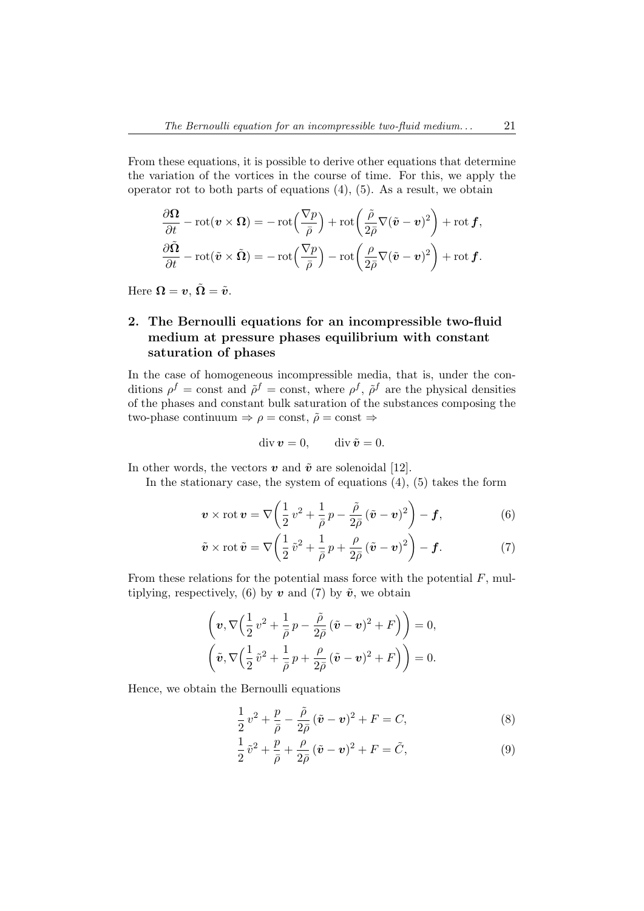From these equations, it is possible to derive other equations that determine the variation of the vortices in the course of time. For this, we apply the operator rot to both parts of equations (4), (5). As a result, we obtain

$$
\begin{aligned}
\frac{\partial \boldsymbol{\Omega}}{\partial t} - \operatorname{rot}(\boldsymbol{v} \times \boldsymbol{\Omega}) &= -\operatorname{rot}\Big(\frac{\nabla p}{\bar{\rho}}\Big) + \operatorname{rot}\bigg(\frac{\tilde{\rho}}{2\bar{\rho}} \nabla (\tilde{\boldsymbol{v}} - \boldsymbol{v})^2\bigg) + \operatorname{rot} \boldsymbol{f}, \\
\frac{\partial \tilde{\boldsymbol{\Omega}}}{\partial t} - \operatorname{rot}(\tilde{\boldsymbol{v}} \times \tilde{\boldsymbol{\Omega}}) &= -\operatorname{rot}\Big(\frac{\nabla p}{\bar{\rho}}\Big) - \operatorname{rot}\bigg(\frac{\rho}{2\bar{\rho}} \nabla (\tilde{\boldsymbol{v}} - \boldsymbol{v})^2\bigg) + \operatorname{rot} \boldsymbol{f}.
\end{aligned}
$$

Here $\boldsymbol{\Omega} = \boldsymbol{v}$, $\tilde{\boldsymbol{\Omega}} = \tilde{\boldsymbol{v}}$.

## 2. The Bernoulli equations for an incompressible two-fluid medium at pressure phases equilibrium with constant saturation of phases

In the case of homogeneous incompressible media, that is, under the conditions $\rho^f = \text{const}$ and $\tilde{\rho}^f = \text{const}$, where $\rho^f$, $\tilde{\rho}^f$ are the physical densities of the phases and constant bulk saturation of the substances composing the two-phase continuum $\Rightarrow \rho = \text{const}$, $\tilde{\rho} = \text{const} \Rightarrow$

$$
\operatorname{div} \boldsymbol{v} = 0, \qquad \operatorname{div} \tilde{\boldsymbol{v}} = 0.
$$

In other words, the vectors $\boldsymbol{v}$ and $\tilde{\boldsymbol{v}}$ are solenoidal [12].

In the stationary case, the system of equations (4), (5) takes the form

$$
\boldsymbol{v} \times \operatorname{rot} \boldsymbol{v} = \nabla\bigg(\frac{1}{2}\, v^2 + \frac{1}{\bar{\rho}}\, p - \frac{\tilde{\rho}}{2\bar{\rho}}\, (\tilde{\boldsymbol{v}} - \boldsymbol{v})^2\bigg) - \boldsymbol{f}, \tag{6}
$$

$$
\tilde{\boldsymbol{v}} \times \operatorname{rot} \tilde{\boldsymbol{v}} = \nabla\bigg(\frac{1}{2}\, \tilde{v}^2 + \frac{1}{\bar{\rho}}\, p + \frac{\rho}{2\bar{\rho}}\, (\tilde{\boldsymbol{v}} - \boldsymbol{v})^2\bigg) - \boldsymbol{f}. \tag{7}
$$

From these relations for the potential mass force with the potential $F$, multiplying, respectively, (6) by $\boldsymbol{v}$ and (7) by $\tilde{\boldsymbol{v}}$, we obtain

$$
\begin{aligned}
\bigg(\boldsymbol{v}, \nabla\Big(\frac{1}{2}\, v^2 + \frac{1}{\bar{\rho}}\, p - \frac{\tilde{\rho}}{2\bar{\rho}}\, (\tilde{\boldsymbol{v}} - \boldsymbol{v})^2 + F\Big)\bigg) &= 0, \\
\bigg(\tilde{\boldsymbol{v}}, \nabla\Big(\frac{1}{2}\, \tilde{v}^2 + \frac{1}{\bar{\rho}}\, p + \frac{\rho}{2\bar{\rho}}\, (\tilde{\boldsymbol{v}} - \boldsymbol{v})^2 + F\Big)\bigg) &= 0.
\end{aligned}
$$

Hence, we obtain the Bernoulli equations

$$
\frac{1}{2}\, v^2 + \frac{p}{\bar{\rho}} - \frac{\tilde{\rho}}{2\bar{\rho}}\, (\tilde{\boldsymbol{v}} - \boldsymbol{v})^2 + F = C, \tag{8}
$$

$$
\frac{1}{2}\, \tilde{v}^2 + \frac{p}{\bar{\rho}} + \frac{\rho}{2\bar{\rho}}\, (\tilde{\boldsymbol{v}} - \boldsymbol{v})^2 + F = \tilde{C}, \tag{9}
$$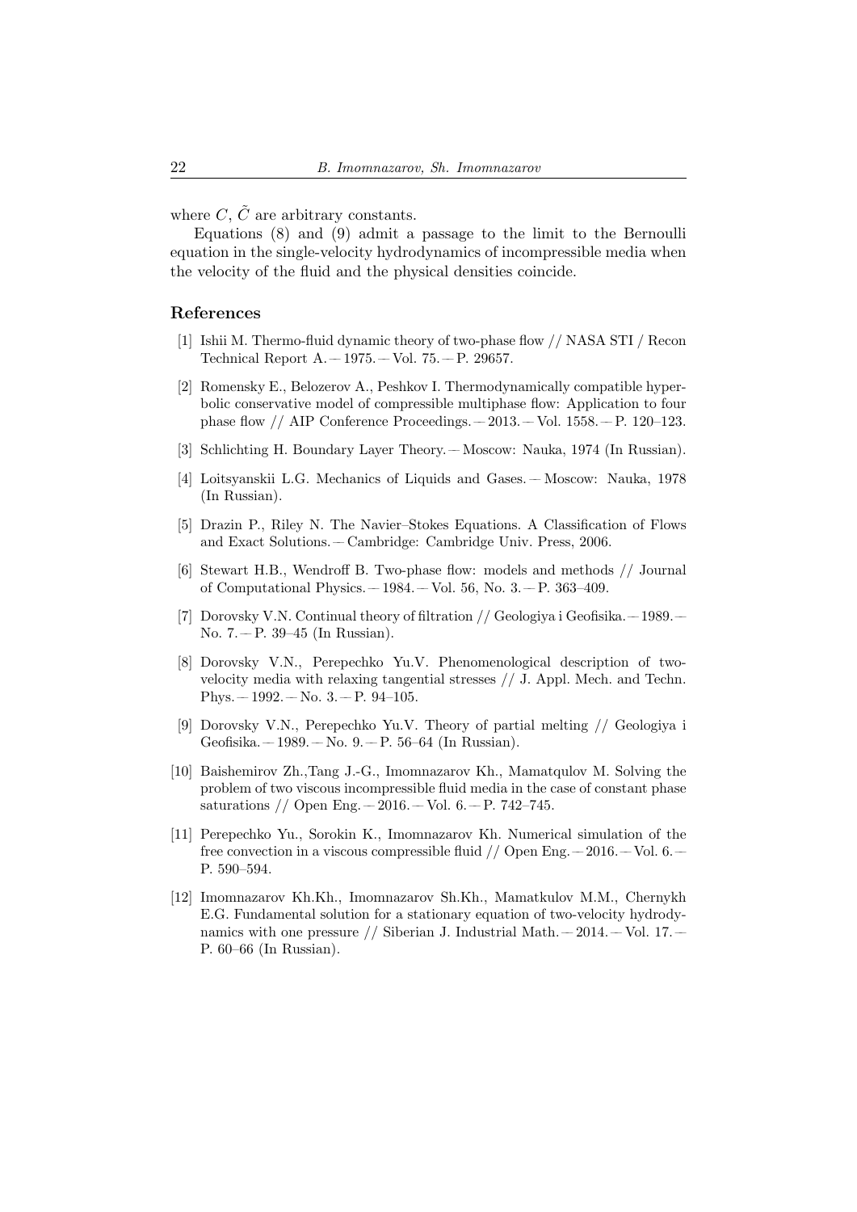where $C$, $\tilde{C}$ are arbitrary constants.

Equations (8) and (9) admit a passage to the limit to the Bernoulli equation in the single-velocity hydrodynamics of incompressible media when the velocity of the fluid and the physical densities coincide.

## References

[1] Ishii M. Thermo-fluid dynamic theory of two-phase flow // NASA STI / Recon Technical Report A. — 1975. — Vol. 75. — P. 29657.

[2] Romensky E., Belozerov A., Peshkov I. Thermodynamically compatible hyperbolic conservative model of compressible multiphase flow: Application to four phase flow // AIP Conference Proceedings. — 2013. — Vol. 1558. — P. 120–123.

[3] Schlichting H. Boundary Layer Theory. — Moscow: Nauka, 1974 (In Russian).

[4] Loitsyanskii L.G. Mechanics of Liquids and Gases. — Moscow: Nauka, 1978 (In Russian).

[5] Drazin P., Riley N. The Navier–Stokes Equations. A Classification of Flows and Exact Solutions. — Cambridge: Cambridge Univ. Press, 2006.

[6] Stewart H.B., Wendroff B. Two-phase flow: models and methods // Journal of Computational Physics. — 1984. — Vol. 56, No. 3. — P. 363–409.

[7] Dorovsky V.N. Continual theory of filtration // Geologiya i Geofisika. — 1989. — No. 7. — P. 39–45 (In Russian).

[8] Dorovsky V.N., Perepechko Yu.V. Phenomenological description of two-velocity media with relaxing tangential stresses // J. Appl. Mech. and Techn. Phys. — 1992. — No. 3. — P. 94–105.

[9] Dorovsky V.N., Perepechko Yu.V. Theory of partial melting // Geologiya i Geofisika. — 1989. — No. 9. — P. 56–64 (In Russian).

[10] Baishemirov Zh.,Tang J.-G., Imomnazarov Kh., Mamatqulov M. Solving the problem of two viscous incompressible fluid media in the case of constant phase saturations // Open Eng. — 2016. — Vol. 6. — P. 742–745.

[11] Perepechko Yu., Sorokin K., Imomnazarov Kh. Numerical simulation of the free convection in a viscous compressible fluid // Open Eng. — 2016. — Vol. 6. — P. 590–594.

[12] Imomnazarov Kh.Kh., Imomnazarov Sh.Kh., Mamatkulov M.M., Chernykh E.G. Fundamental solution for a stationary equation of two-velocity hydrodynamics with one pressure // Siberian J. Industrial Math. — 2014. — Vol. 17. — P. 60–66 (In Russian).